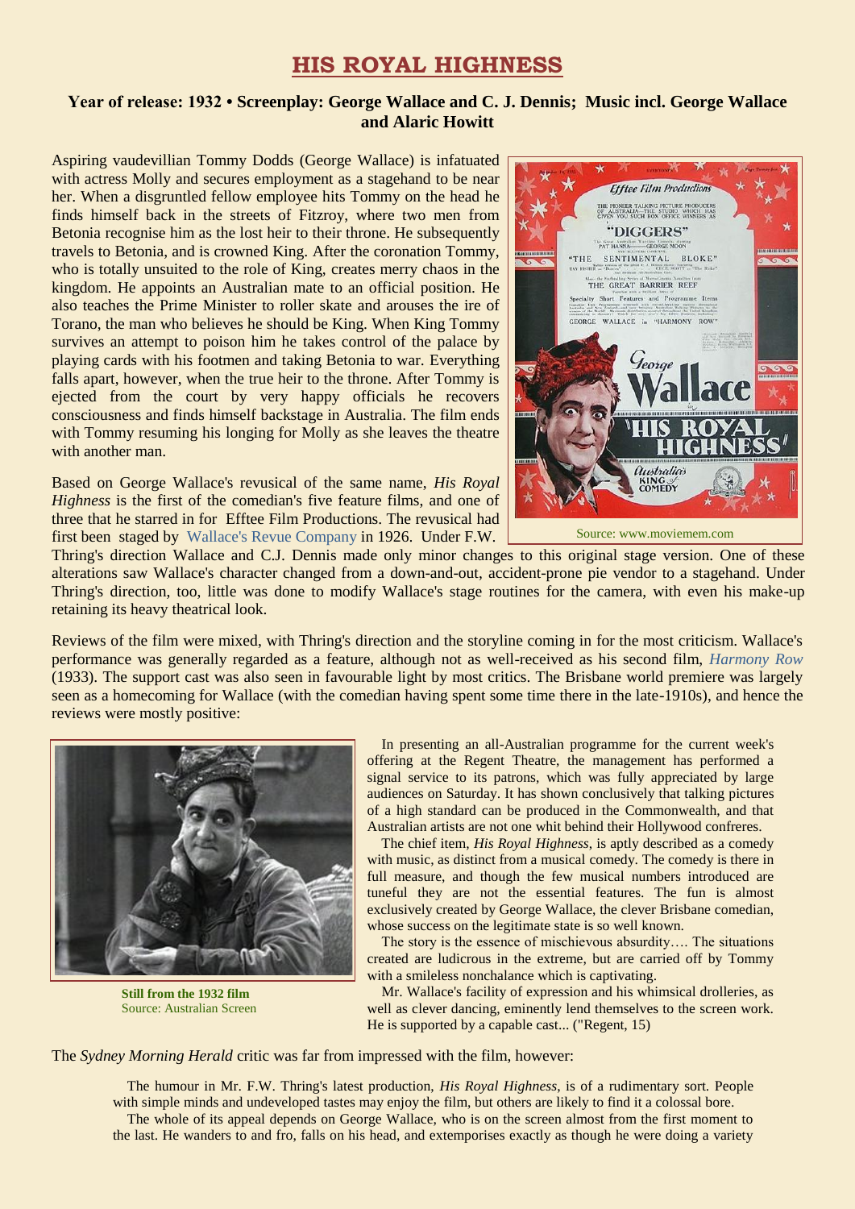# HIS ROYAL HIGHNESS

**Year of release: 1932 • Screenplay: George Wallace and C. J. Dennis; Music incl. George Wallace and Alaric Howitt**

Aspiring vaudevillian Tommy Dodds (George Wallace) is infatuated with actress Molly and secures employment as a stagehand to be near her. When a disgruntled fellow employee hits Tommy on the head he finds himself back in the streets of Fitzroy, where two men from Betonia recognise him as the lost heir to their throne. He subsequently travels to Betonia, and is crowned King. After the coronation Tommy, who is totally unsuited to the role of King, creates merry chaos in the kingdom. He appoints an Australian mate to an official position. He also teaches the Prime Minister to roller skate and arouses the ire of Torano, the man who believes he should be King. When King Tommy survives an attempt to poison him he takes control of the palace by playing cards with his footmen and taking Betonia to war. Everything falls apart, however, when the true heir to the throne. After Tommy is ejected from the court by very happy officials he recovers consciousness and finds himself backstage in Australia. The film ends with Tommy resuming his longing for Molly as she leaves the theatre with another man.

Source: www.moviemem.com

Based on George Wallace's revusical of the same name, *His Royal Highness* is the first of the comedian's five feature films, and one of three that he starred in for Efftee Film Productions. The revusical had first been staged by Wallace's Revue Company in 1926. Under F.W. Thring's direction Wallace and C.J. Dennis made only minor changes to this original stage version. One of these alterations saw Wallace's character changed from a down-and-out, accident-prone pie vendor to a stagehand. Under Thring's direction, too, little was done to modify Wallace's stage routines for the camera, with even his make-up retaining its heavy theatrical look.

Reviews of the film were mixed, with Thring's direction and the storyline coming in for the most criticism. Wallace's performance was generally regarded as a feature, although not as well-received as his second film, *Harmony Row* (1933). The support cast was also seen in favourable light by most critics. The Brisbane world premiere was largely seen as a homecoming for Wallace (with the comedian having spent some time there in the late-1910s), and hence the reviews were mostly positive:

**Still from the 1932 film**
Source: Australian Screen

> In presenting an all-Australian programme for the current week's offering at the Regent Theatre, the management has performed a signal service to its patrons, which was fully appreciated by large audiences on Saturday. It has shown conclusively that talking pictures of a high standard can be produced in the Commonwealth, and that Australian artists are not one whit behind their Hollywood confreres.
>
> The chief item, *His Royal Highness*, is aptly described as a comedy with music, as distinct from a musical comedy. The comedy is there in full measure, and though the few musical numbers introduced are tuneful they are not the essential features. The fun is almost exclusively created by George Wallace, the clever Brisbane comedian, whose success on the legitimate state is so well known.
>
> The story is the essence of mischievous absurdity…. The situations created are ludicrous in the extreme, but are carried off by Tommy with a smileless nonchalance which is captivating.
>
> Mr. Wallace's facility of expression and his whimsical drolleries, as well as clever dancing, eminently lend themselves to the screen work. He is supported by a capable cast... ("Regent, 15)

The *Sydney Morning Herald* critic was far from impressed with the film, however:

> The humour in Mr. F.W. Thring's latest production, *His Royal Highness*, is of a rudimentary sort. People with simple minds and undeveloped tastes may enjoy the film, but others are likely to find it a colossal bore.
>
> The whole of its appeal depends on George Wallace, who is on the screen almost from the first moment to the last. He wanders to and fro, falls on his head, and extemporises exactly as though he were doing a variety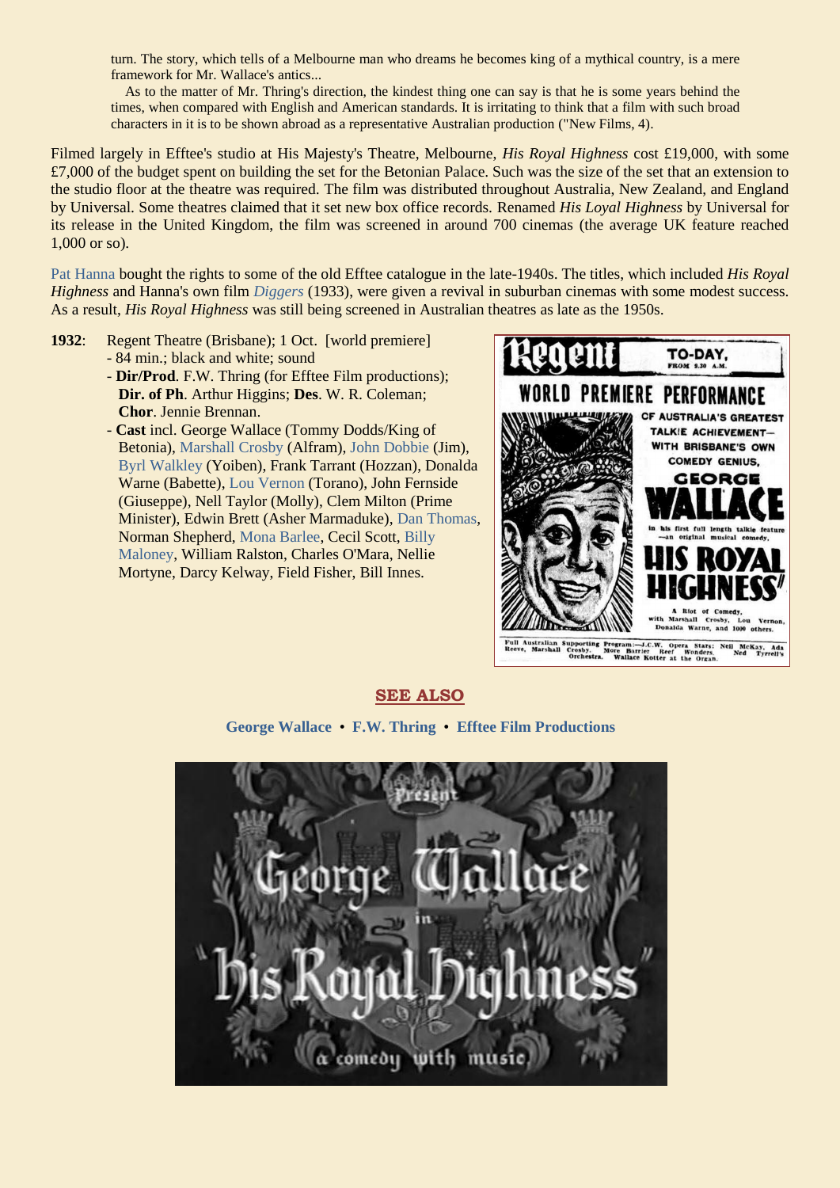> turn. The story, which tells of a Melbourne man who dreams he becomes king of a mythical country, is a mere framework for Mr. Wallace's antics...
>
> As to the matter of Mr. Thring's direction, the kindest thing one can say is that he is some years behind the times, when compared with English and American standards. It is irritating to think that a film with such broad characters in it is to be shown abroad as a representative Australian production ("New Films, 4).

Filmed largely in Efftee's studio at His Majesty's Theatre, Melbourne, *His Royal Highness* cost £19,000, with some £7,000 of the budget spent on building the set for the Betonian Palace. Such was the size of the set that an extension to the studio floor at the theatre was required. The film was distributed throughout Australia, New Zealand, and England by Universal. Some theatres claimed that it set new box office records. Renamed *His Loyal Highness* by Universal for its release in the United Kingdom, the film was screened in around 700 cinemas (the average UK feature reached 1,000 or so).

Pat Hanna bought the rights to some of the old Efftee catalogue in the late-1940s. The titles, which included *His Royal Highness* and Hanna's own film *Diggers* (1933), were given a revival in suburban cinemas with some modest success. As a result, *His Royal Highness* was still being screened in Australian theatres as late as the 1950s.

**1932**: Regent Theatre (Brisbane); 1 Oct. [world premiere]
- 84 min.; black and white; sound
- **Dir/Prod**. F.W. Thring (for Efftee Film productions); **Dir. of Ph**. Arthur Higgins; **Des**. W. R. Coleman; **Chor**. Jennie Brennan.
- **Cast** incl. George Wallace (Tommy Dodds/King of Betonia), Marshall Crosby (Alfram), John Dobbie (Jim), Byrl Walkley (Yoiben), Frank Tarrant (Hozzan), Donalda Warne (Babette), Lou Vernon (Torano), John Fernside (Giuseppe), Nell Taylor (Molly), Clem Milton (Prime Minister), Edwin Brett (Asher Marmaduke), Dan Thomas, Norman Shepherd, Mona Barlee, Cecil Scott, Billy Maloney, William Ralston, Charles O'Mara, Nellie Mortyne, Darcy Kelway, Field Fisher, Bill Innes.

## SEE ALSO

**George Wallace** • **F.W. Thring** • **Efftee Film Productions**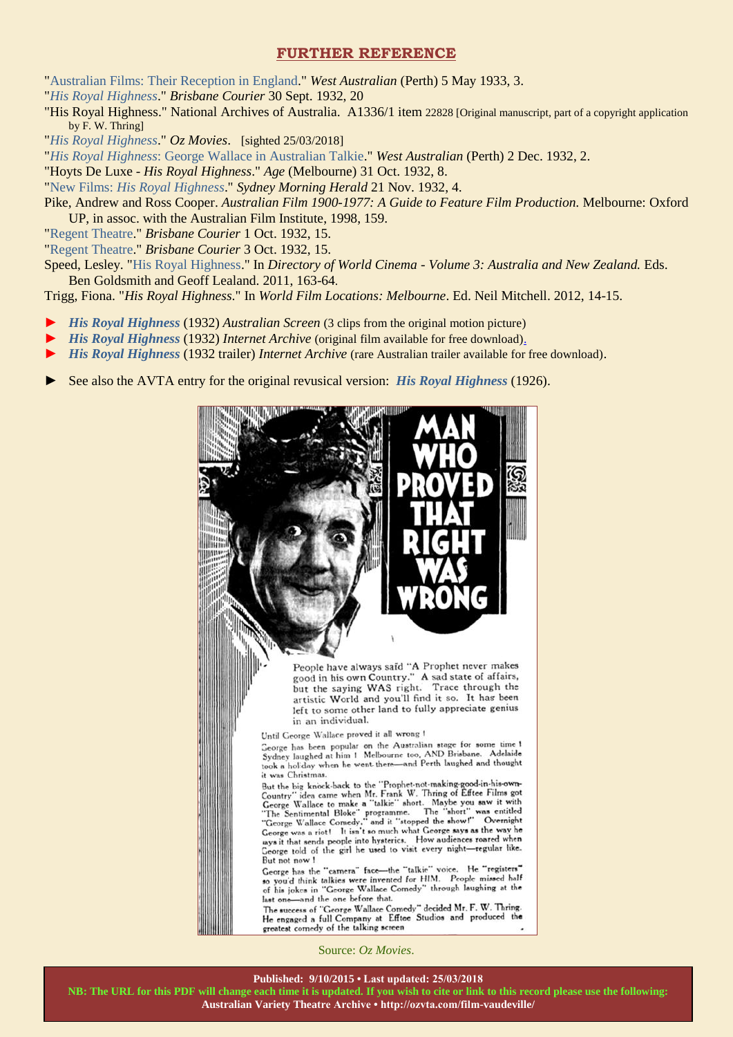## FURTHER REFERENCE

"Australian Films: Their Reception in England." *West Australian* (Perth) 5 May 1933, 3.

"*His Royal Highness*." *Brisbane Courier* 30 Sept. 1932, 20

"His Royal Highness." National Archives of Australia. A1336/1 item 22828 [Original manuscript, part of a copyright application by F. W. Thring]

"*His Royal Highness*." *Oz Movies*. [sighted 25/03/2018]

"*His Royal Highness*: George Wallace in Australian Talkie." *West Australian* (Perth) 2 Dec. 1932, 2.

"Hoyts De Luxe - *His Royal Highness*." *Age* (Melbourne) 31 Oct. 1932, 8.

"New Films: *His Royal Highness*." *Sydney Morning Herald* 21 Nov. 1932, 4.

Pike, Andrew and Ross Cooper. *Australian Film 1900-1977: A Guide to Feature Film Production.* Melbourne: Oxford UP, in assoc. with the Australian Film Institute, 1998, 159.

"Regent Theatre." *Brisbane Courier* 1 Oct. 1932, 15.

"Regent Theatre." *Brisbane Courier* 3 Oct. 1932, 15.

Speed, Lesley. "His Royal Highness." In *Directory of World Cinema - Volume 3: Australia and New Zealand.* Eds. Ben Goldsmith and Geoff Lealand. 2011, 163-64.

Trigg, Fiona. "*His Royal Highness*." In *World Film Locations: Melbourne*. Ed. Neil Mitchell. 2012, 14-15.

- ► ***His Royal Highness*** (1932) *Australian Screen* (3 clips from the original motion picture)
- ► ***His Royal Highness*** (1932) *Internet Archive* (original film available for free download).
- ► ***His Royal Highness*** (1932 trailer) *Internet Archive* (rare Australian trailer available for free download).

- ► See also the AVTA entry for the original revusical version: ***His Royal Highness*** (1926).

MAN WHO PROVED THAT RIGHT WAS WRONG

People have always said "A Prophet never makes good in his own Country." A sad state of affairs, but the saying WAS right. Trace through the artistic World and you'll find it so. It has been left to some other land to fully appreciate genius in an individual.

Until George Wallace proved it all wrong !

George has been popular on the Australian stage for some time ! Sydney laughed at him ! Melbourne too, AND Brisbane. Adelaide took a holiday when he went there—and Perth laughed and thought it was Christmas.

But the big knock-back to the "Prophet-not-making-good-in-his-own-Country" idea came when Mr. Frank W. Thring of Efftee Films got George Wallace to make a "talkie" short. Maybe you saw it with "The Sentimental Bloke" programme. The "short" was entitled "George Wallace Comedy," and it "stopped the show!" Overnight George was a riot! It isn't so much what George says as the way he says it that sends people into hysterics. How audiences roared when George told of the girl he used to visit every night—regular like. But not now !

George has the "camera" face—the "talkie" voice. He "registers" so you'd think talkies were invented for HIM. People missed half of his jokes in "George Wallace Comedy" through laughing at the last one—and the one before that.

The success of "George Wallace Comedy" decided Mr. F. W. Thring. He engaged a full Company at Efftee Studios and produced the greatest comedy of the talking screen

Source: *Oz Movies*.

**Published: 9/10/2015 • Last updated: 25/03/2018**
**NB: The URL for this PDF will change each time it is updated. If you wish to cite or link to this record please use the following:**
**Australian Variety Theatre Archive • http://ozvta.com/film-vaudeville/**